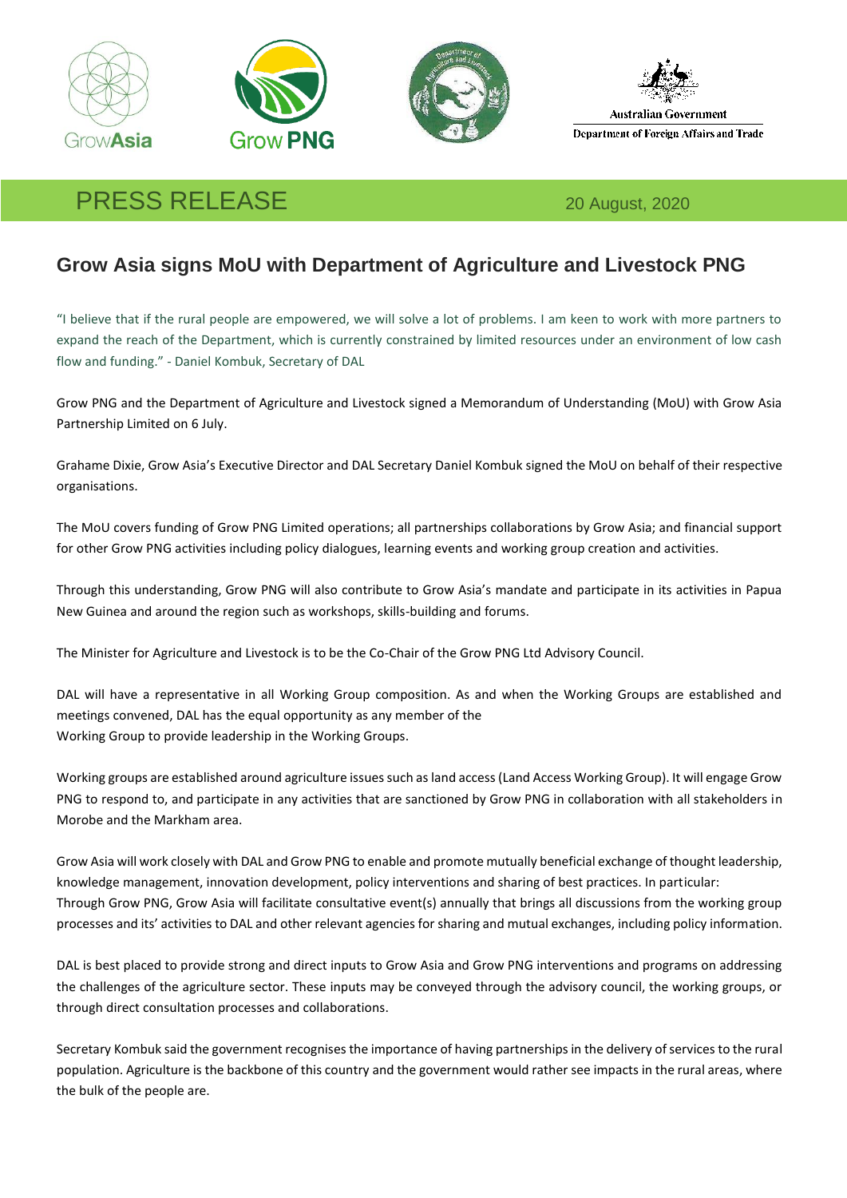# PRESS RELEASE

20 August, 2020

## Grow Asia signs MoU with Department of Agriculture and Livestock PNG

"I believe that if the rural people are empowered, we will solve a lot of problems. I am keen to work with more partners to expand the reach of the Department, which is currently constrained by limited resources under an environment of low cash flow and funding." - Daniel Kombuk, Secretary of DAL

Grow PNG and the Department of Agriculture and Livestock signed a Memorandum of Understanding (MoU) with Grow Asia Partnership Limited on 6 July.

Grahame Dixie, Grow Asia's Executive Director and DAL Secretary Daniel Kombuk signed the MoU on behalf of their respective organisations.

The MoU covers funding of Grow PNG Limited operations; all partnerships collaborations by Grow Asia; and financial support for other Grow PNG activities including policy dialogues, learning events and working group creation and activities.

Through this understanding, Grow PNG will also contribute to Grow Asia's mandate and participate in its activities in Papua New Guinea and around the region such as workshops, skills-building and forums.

The Minister for Agriculture and Livestock is to be the Co-Chair of the Grow PNG Ltd Advisory Council.

DAL will have a representative in all Working Group composition. As and when the Working Groups are established and meetings convened, DAL has the equal opportunity as any member of the Working Group to provide leadership in the Working Groups.

Working groups are established around agriculture issues such as land access (Land Access Working Group). It will engage Grow PNG to respond to, and participate in any activities that are sanctioned by Grow PNG in collaboration with all stakeholders in Morobe and the Markham area.

Grow Asia will work closely with DAL and Grow PNG to enable and promote mutually beneficial exchange of thought leadership, knowledge management, innovation development, policy interventions and sharing of best practices. In particular:
Through Grow PNG, Grow Asia will facilitate consultative event(s) annually that brings all discussions from the working group processes and its' activities to DAL and other relevant agencies for sharing and mutual exchanges, including policy information.

DAL is best placed to provide strong and direct inputs to Grow Asia and Grow PNG interventions and programs on addressing the challenges of the agriculture sector. These inputs may be conveyed through the advisory council, the working groups, or through direct consultation processes and collaborations.

Secretary Kombuk said the government recognises the importance of having partnerships in the delivery of services to the rural population. Agriculture is the backbone of this country and the government would rather see impacts in the rural areas, where the bulk of the people are.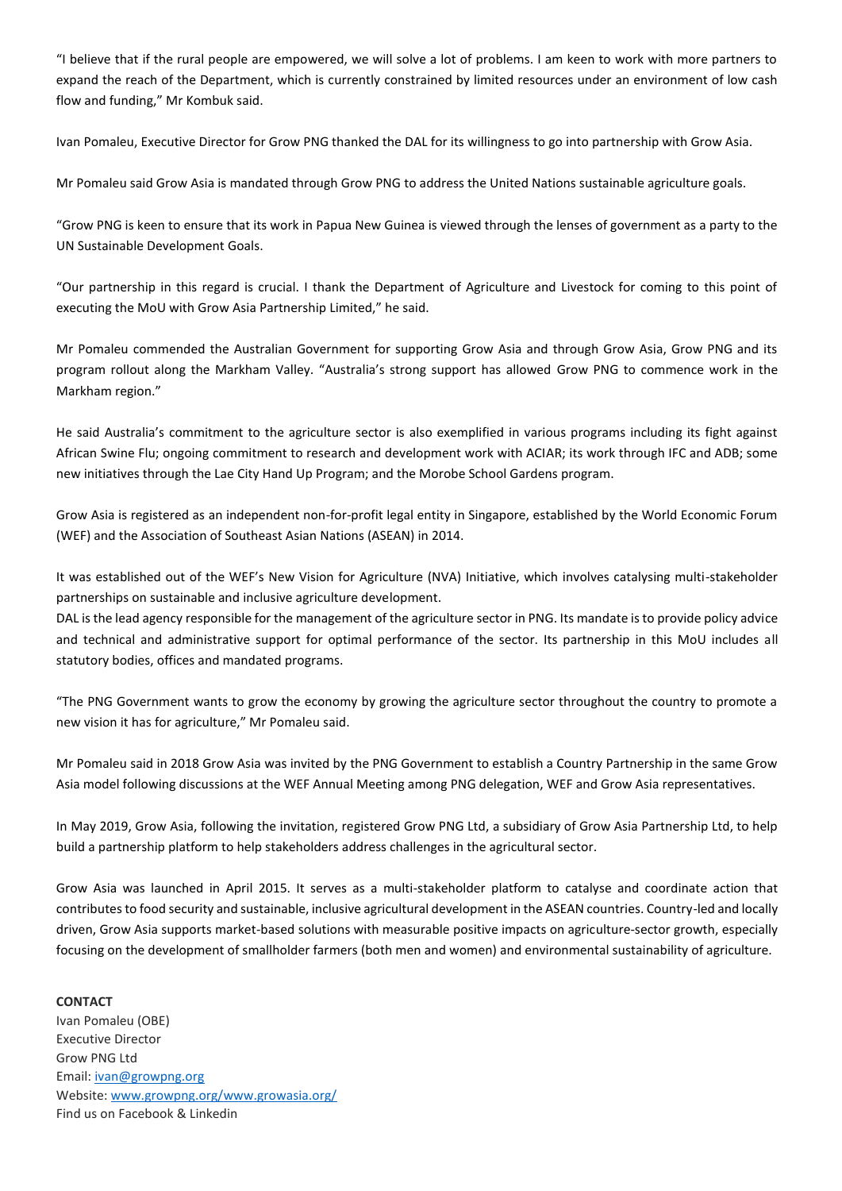"I believe that if the rural people are empowered, we will solve a lot of problems. I am keen to work with more partners to expand the reach of the Department, which is currently constrained by limited resources under an environment of low cash flow and funding," Mr Kombuk said.

Ivan Pomaleu, Executive Director for Grow PNG thanked the DAL for its willingness to go into partnership with Grow Asia.

Mr Pomaleu said Grow Asia is mandated through Grow PNG to address the United Nations sustainable agriculture goals.

"Grow PNG is keen to ensure that its work in Papua New Guinea is viewed through the lenses of government as a party to the UN Sustainable Development Goals.

"Our partnership in this regard is crucial. I thank the Department of Agriculture and Livestock for coming to this point of executing the MoU with Grow Asia Partnership Limited," he said.

Mr Pomaleu commended the Australian Government for supporting Grow Asia and through Grow Asia, Grow PNG and its program rollout along the Markham Valley. "Australia's strong support has allowed Grow PNG to commence work in the Markham region."

He said Australia's commitment to the agriculture sector is also exemplified in various programs including its fight against African Swine Flu; ongoing commitment to research and development work with ACIAR; its work through IFC and ADB; some new initiatives through the Lae City Hand Up Program; and the Morobe School Gardens program.

Grow Asia is registered as an independent non-for-profit legal entity in Singapore, established by the World Economic Forum (WEF) and the Association of Southeast Asian Nations (ASEAN) in 2014.

It was established out of the WEF's New Vision for Agriculture (NVA) Initiative, which involves catalysing multi-stakeholder partnerships on sustainable and inclusive agriculture development.

DAL is the lead agency responsible for the management of the agriculture sector in PNG. Its mandate is to provide policy advice and technical and administrative support for optimal performance of the sector. Its partnership in this MoU includes all statutory bodies, offices and mandated programs.

"The PNG Government wants to grow the economy by growing the agriculture sector throughout the country to promote a new vision it has for agriculture," Mr Pomaleu said.

Mr Pomaleu said in 2018 Grow Asia was invited by the PNG Government to establish a Country Partnership in the same Grow Asia model following discussions at the WEF Annual Meeting among PNG delegation, WEF and Grow Asia representatives.

In May 2019, Grow Asia, following the invitation, registered Grow PNG Ltd, a subsidiary of Grow Asia Partnership Ltd, to help build a partnership platform to help stakeholders address challenges in the agricultural sector.

Grow Asia was launched in April 2015. It serves as a multi-stakeholder platform to catalyse and coordinate action that contributes to food security and sustainable, inclusive agricultural development in the ASEAN countries. Country-led and locally driven, Grow Asia supports market-based solutions with measurable positive impacts on agriculture-sector growth, especially focusing on the development of smallholder farmers (both men and women) and environmental sustainability of agriculture.

**CONTACT**
Ivan Pomaleu (OBE)
Executive Director
Grow PNG Ltd
Email: ivan@growpng.org
Website: www.growpng.org/www.growasia.org/
Find us on Facebook & Linkedin